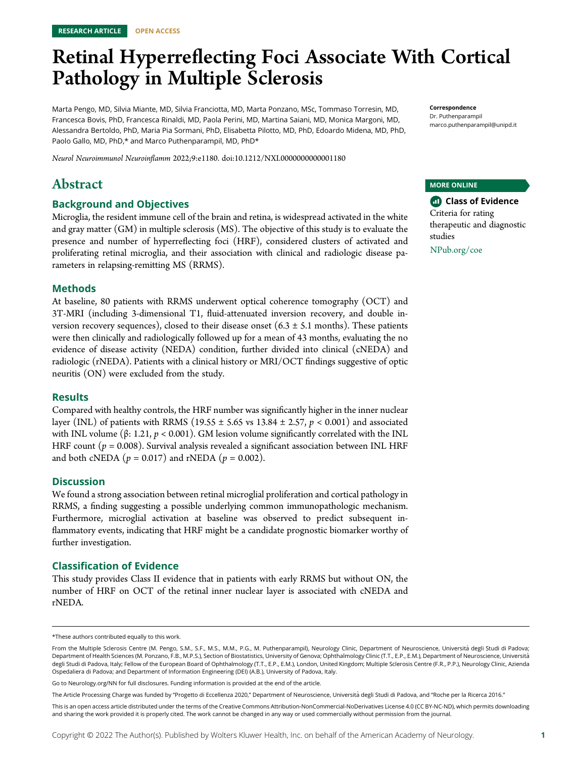RESEARCH ARTICLE OPEN ACCESS

# Retinal Hyperreflecting Foci Associate With Cortical Pathology in Multiple Sclerosis

Marta Pengo, MD, Silvia Miante, MD, Silvia Franciotta, MD, Marta Ponzano, MSc, Tommaso Torresin, MD, Francesca Bovis, PhD, Francesca Rinaldi, MD, Paola Perini, MD, Martina Saiani, MD, Monica Margoni, MD, Alessandra Bertoldo, PhD, Maria Pia Sormani, PhD, Elisabetta Pilotto, MD, PhD, Edoardo Midena, MD, PhD, Paolo Gallo, MD, PhD,* and Marco Puthenparampil, MD, PhD*

*Neurol Neuroimmunol Neuroinflamm* 2022;9:e1180. doi:10.1212/NXI.0000000000001180

**Correspondence**
Dr. Puthenparampil
marco.puthenparampil@unipd.it

**MORE ONLINE**

**Class of Evidence**
Criteria for rating therapeutic and diagnostic studies
NPub.org/coe

## Abstract

### Background and Objectives

Microglia, the resident immune cell of the brain and retina, is widespread activated in the white and gray matter (GM) in multiple sclerosis (MS). The objective of this study is to evaluate the presence and number of hyperreflecting foci (HRF), considered clusters of activated and proliferating retinal microglia, and their association with clinical and radiologic disease parameters in relapsing-remitting MS (RRMS).

### Methods

At baseline, 80 patients with RRMS underwent optical coherence tomography (OCT) and 3T-MRI (including 3-dimensional T1, fluid-attenuated inversion recovery, and double inversion recovery sequences), closed to their disease onset (6.3 ± 5.1 months). These patients were then clinically and radiologically followed up for a mean of 43 months, evaluating the no evidence of disease activity (NEDA) condition, further divided into clinical (cNEDA) and radiologic (rNEDA). Patients with a clinical history or MRI/OCT findings suggestive of optic neuritis (ON) were excluded from the study.

### Results

Compared with healthy controls, the HRF number was significantly higher in the inner nuclear layer (INL) of patients with RRMS (19.55 ± 5.65 vs 13.84 ± 2.57, $p < 0.001$) and associated with INL volume (β: 1.21, $p < 0.001$). GM lesion volume significantly correlated with the INL HRF count ($p = 0.008$). Survival analysis revealed a significant association between INL HRF and both cNEDA ($p = 0.017$) and rNEDA ($p = 0.002$).

### Discussion

We found a strong association between retinal microglial proliferation and cortical pathology in RRMS, a finding suggesting a possible underlying common immunopathologic mechanism. Furthermore, microglial activation at baseline was observed to predict subsequent inflammatory events, indicating that HRF might be a candidate prognostic biomarker worthy of further investigation.

### Classification of Evidence

This study provides Class II evidence that in patients with early RRMS but without ON, the number of HRF on OCT of the retinal inner nuclear layer is associated with cNEDA and rNEDA.

---

*These authors contributed equally to this work.

From the Multiple Sclerosis Centre (M. Pengo, S.M., S.F., M.S., M.M., P.G., M. Puthenparampil), Neurology Clinic, Department of Neuroscience, Università degli Studi di Padova; Department of Health Sciences (M. Ponzano, F.B., M.P.S.), Section of Biostatistics, University of Genova; Ophthalmology Clinic (T.T., E.P., E.M.), Department of Neuroscience, Università degli Studi di Padova, Italy; Fellow of the European Board of Ophthalmology (T.T., E.P., E.M.), London, United Kingdom; Multiple Sclerosis Centre (F.R., P.P.), Neurology Clinic, Azienda Ospedaliera di Padova; and Department of Information Engineering (DEI) (A.B.), University of Padova, Italy.

Go to Neurology.org/NN for full disclosures. Funding information is provided at the end of the article.

The Article Processing Charge was funded by "Progetto di Eccellenza 2020," Department of Neuroscience, Università degli Studi di Padova, and "Roche per la Ricerca 2016."

This is an open access article distributed under the terms of the Creative Commons Attribution-NonCommercial-NoDerivatives License 4.0 (CC BY-NC-ND), which permits downloading and sharing the work provided it is properly cited. The work cannot be changed in any way or used commercially without permission from the journal.

Copyright © 2022 The Author(s). Published by Wolters Kluwer Health, Inc. on behalf of the American Academy of Neurology.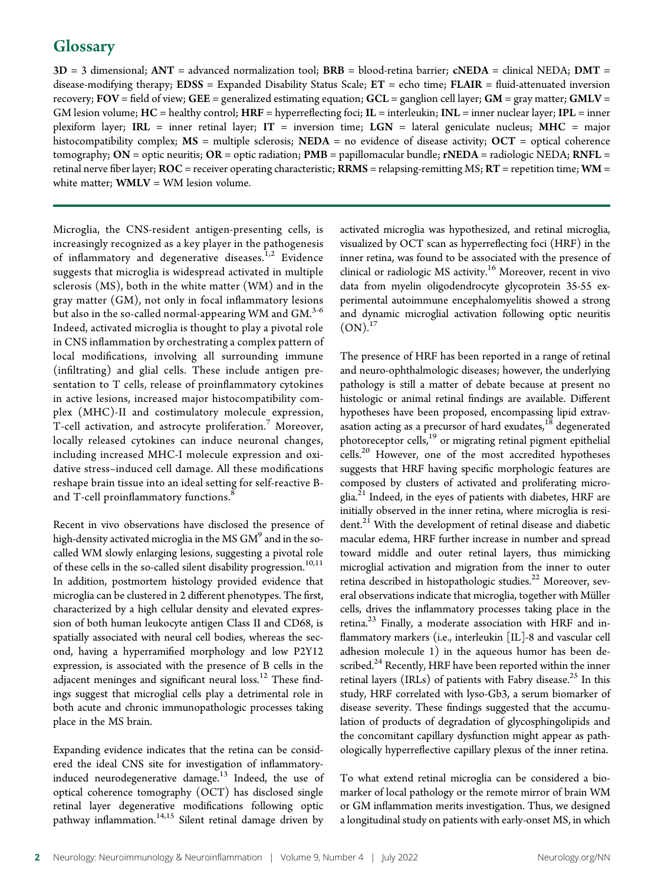## Glossary

**3D** = 3 dimensional; **ANT** = advanced normalization tool; **BRB** = blood-retina barrier; **cNEDA** = clinical NEDA; **DMT** = disease-modifying therapy; **EDSS** = Expanded Disability Status Scale; **ET** = echo time; **FLAIR** = fluid-attenuated inversion recovery; **FOV** = field of view; **GEE** = generalized estimating equation; **GCL** = ganglion cell layer; **GM** = gray matter; **GMLV** = GM lesion volume; **HC** = healthy control; **HRF** = hyperreflecting foci; **IL** = interleukin; **INL** = inner nuclear layer; **IPL** = inner plexiform layer; **IRL** = inner retinal layer; **IT** = inversion time; **LGN** = lateral geniculate nucleus; **MHC** = major histocompatibility complex; **MS** = multiple sclerosis; **NEDA** = no evidence of disease activity; **OCT** = optical coherence tomography; **ON** = optic neuritis; **OR** = optic radiation; **PMB** = papillomacular bundle; **rNEDA** = radiologic NEDA; **RNFL** = retinal nerve fiber layer; **ROC** = receiver operating characteristic; **RRMS** = relapsing-remitting MS; **RT** = repetition time; **WM** = white matter; **WMLV** = WM lesion volume.

Microglia, the CNS-resident antigen-presenting cells, is increasingly recognized as a key player in the pathogenesis of inflammatory and degenerative diseases.[1,2] Evidence suggests that microglia is widespread activated in multiple sclerosis (MS), both in the white matter (WM) and in the gray matter (GM), not only in focal inflammatory lesions but also in the so-called normal-appearing WM and GM.[3-6] Indeed, activated microglia is thought to play a pivotal role in CNS inflammation by orchestrating a complex pattern of local modifications, involving all surrounding immune (infiltrating) and glial cells. These include antigen presentation to T cells, release of proinflammatory cytokines in active lesions, increased major histocompatibility complex (MHC)-II and costimulatory molecule expression, T-cell activation, and astrocyte proliferation.[7] Moreover, locally released cytokines can induce neuronal changes, including increased MHC-I molecule expression and oxidative stress–induced cell damage. All these modifications reshape brain tissue into an ideal setting for self-reactive B- and T-cell proinflammatory functions.[8]

Recent in vivo observations have disclosed the presence of high-density activated microglia in the MS GM[9] and in the so-called WM slowly enlarging lesions, suggesting a pivotal role of these cells in the so-called silent disability progression.[10,11] In addition, postmortem histology provided evidence that microglia can be clustered in 2 different phenotypes. The first, characterized by a high cellular density and elevated expression of both human leukocyte antigen Class II and CD68, is spatially associated with neural cell bodies, whereas the second, having a hyperramified morphology and low P2Y12 expression, is associated with the presence of B cells in the adjacent meninges and significant neural loss.[12] These findings suggest that microglial cells play a detrimental role in both acute and chronic immunopathologic processes taking place in the MS brain.

Expanding evidence indicates that the retina can be considered the ideal CNS site for investigation of inflammatory-induced neurodegenerative damage.[13] Indeed, the use of optical coherence tomography (OCT) has disclosed single retinal layer degenerative modifications following optic pathway inflammation.[14,15] Silent retinal damage driven by activated microglia was hypothesized, and retinal microglia, visualized by OCT scan as hyperreflecting foci (HRF) in the inner retina, was found to be associated with the presence of clinical or radiologic MS activity.[16] Moreover, recent in vivo data from myelin oligodendrocyte glycoprotein 35-55 experimental autoimmune encephalomyelitis showed a strong and dynamic microglial activation following optic neuritis (ON).[17]

The presence of HRF has been reported in a range of retinal and neuro-ophthalmologic diseases; however, the underlying pathology is still a matter of debate because at present no histologic or animal retinal findings are available. Different hypotheses have been proposed, encompassing lipid extravasation acting as a precursor of hard exudates,[18] degenerated photoreceptor cells,[19] or migrating retinal pigment epithelial cells.[20] However, one of the most accredited hypotheses suggests that HRF having specific morphologic features are composed by clusters of activated and proliferating microglia.[21] Indeed, in the eyes of patients with diabetes, HRF are initially observed in the inner retina, where microglia is resident.[21] With the development of retinal disease and diabetic macular edema, HRF further increase in number and spread toward middle and outer retinal layers, thus mimicking microglial activation and migration from the inner to outer retina described in histopathologic studies.[22] Moreover, several observations indicate that microglia, together with Müller cells, drives the inflammatory processes taking place in the retina.[23] Finally, a moderate association with HRF and inflammatory markers (i.e., interleukin [IL]-8 and vascular cell adhesion molecule 1) in the aqueous humor has been described.[24] Recently, HRF have been reported within the inner retinal layers (IRLs) of patients with Fabry disease.[25] In this study, HRF correlated with lyso-Gb3, a serum biomarker of disease severity. These findings suggested that the accumulation of products of degradation of glycosphingolipids and the concomitant capillary dysfunction might appear as pathologically hyperreflective capillary plexus of the inner retina.

To what extend retinal microglia can be considered a biomarker of local pathology or the remote mirror of brain WM or GM inflammation merits investigation. Thus, we designed a longitudinal study on patients with early-onset MS, in which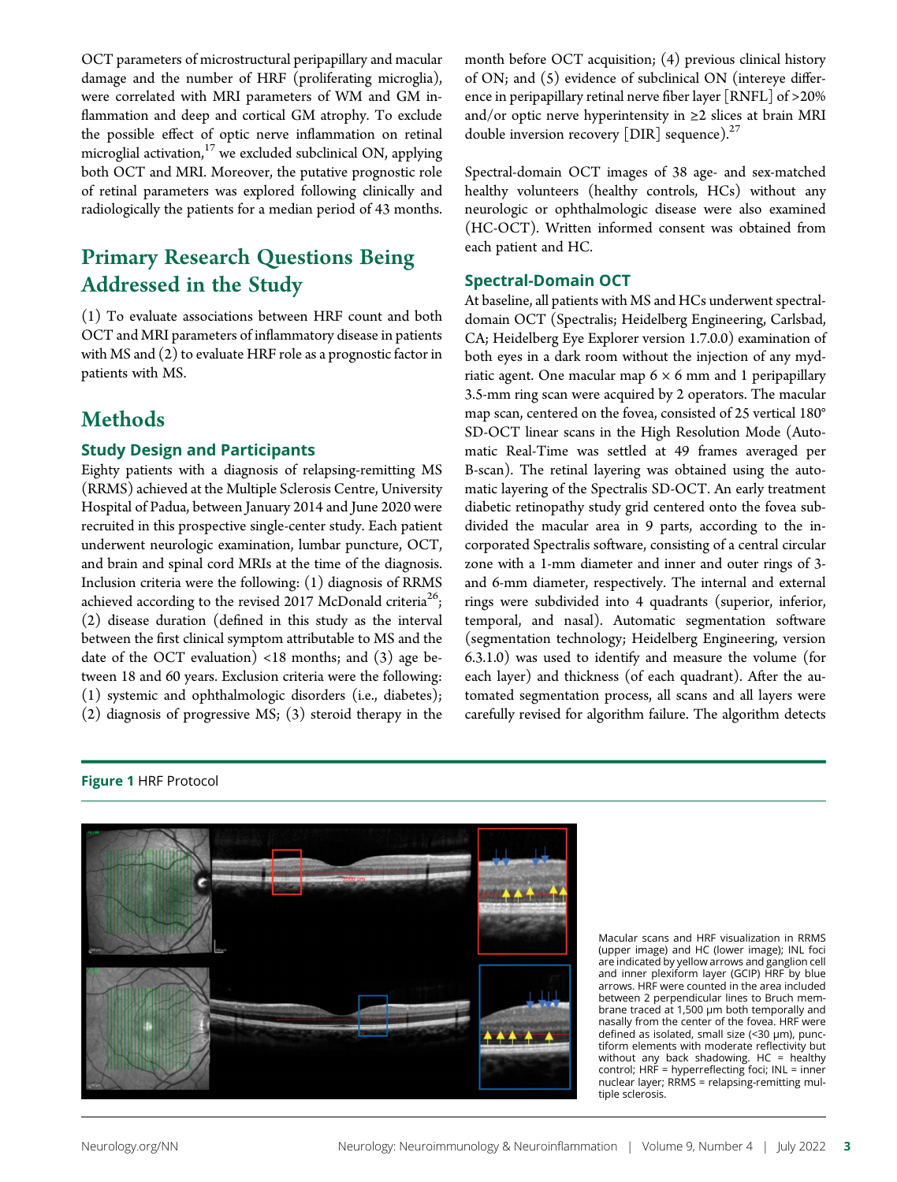OCT parameters of microstructural peripapillary and macular damage and the number of HRF (proliferating microglia), were correlated with MRI parameters of WM and GM inflammation and deep and cortical GM atrophy. To exclude the possible effect of optic nerve inflammation on retinal microglial activation,[17] we excluded subclinical ON, applying both OCT and MRI. Moreover, the putative prognostic role of retinal parameters was explored following clinically and radiologically the patients for a median period of 43 months.

## Primary Research Questions Being Addressed in the Study

(1) To evaluate associations between HRF count and both OCT and MRI parameters of inflammatory disease in patients with MS and (2) to evaluate HRF role as a prognostic factor in patients with MS.

## Methods

### Study Design and Participants

Eighty patients with a diagnosis of relapsing-remitting MS (RRMS) achieved at the Multiple Sclerosis Centre, University Hospital of Padua, between January 2014 and June 2020 were recruited in this prospective single-center study. Each patient underwent neurologic examination, lumbar puncture, OCT, and brain and spinal cord MRIs at the time of the diagnosis. Inclusion criteria were the following: (1) diagnosis of RRMS achieved according to the revised 2017 McDonald criteria[26]; (2) disease duration (defined in this study as the interval between the first clinical symptom attributable to MS and the date of the OCT evaluation) <18 months; and (3) age between 18 and 60 years. Exclusion criteria were the following: (1) systemic and ophthalmologic disorders (i.e., diabetes); (2) diagnosis of progressive MS; (3) steroid therapy in the month before OCT acquisition; (4) previous clinical history of ON; and (5) evidence of subclinical ON (intereye difference in peripapillary retinal nerve fiber layer [RNFL] of >20% and/or optic nerve hyperintensity in ≥2 slices at brain MRI double inversion recovery [DIR] sequence).[27]

Spectral-domain OCT images of 38 age- and sex-matched healthy volunteers (healthy controls, HCs) without any neurologic or ophthalmologic disease were also examined (HC-OCT). Written informed consent was obtained from each patient and HC.

### Spectral-Domain OCT

At baseline, all patients with MS and HCs underwent spectral-domain OCT (Spectralis; Heidelberg Engineering, Carlsbad, CA; Heidelberg Eye Explorer version 1.7.0.0) examination of both eyes in a dark room without the injection of any mydriatic agent. One macular map 6 × 6 mm and 1 peripapillary 3.5-mm ring scan were acquired by 2 operators. The macular map scan, centered on the fovea, consisted of 25 vertical 180° SD-OCT linear scans in the High Resolution Mode (Automatic Real-Time was settled at 49 frames averaged per B-scan). The retinal layering was obtained using the automatic layering of the Spectralis SD-OCT. An early treatment diabetic retinopathy study grid centered onto the fovea subdivided the macular area in 9 parts, according to the incorporated Spectralis software, consisting of a central circular zone with a 1-mm diameter and inner and outer rings of 3- and 6-mm diameter, respectively. The internal and external rings were subdivided into 4 quadrants (superior, inferior, temporal, and nasal). Automatic segmentation software (segmentation technology; Heidelberg Engineering, version 6.3.1.0) was used to identify and measure the volume (for each layer) and thickness (of each quadrant). After the automated segmentation process, all scans and all layers were carefully revised for algorithm failure. The algorithm detects

**Figure 1** HRF Protocol

Macular scans and HRF visualization in RRMS (upper image) and HC (lower image); INL foci are indicated by yellow arrows and ganglion cell and inner plexiform layer (GCIP) HRF by blue arrows. HRF were counted in the area included between 2 perpendicular lines to Bruch membrane traced at 1,500 μm both temporally and nasally from the center of the fovea. HRF were defined as isolated, small size (<30 μm), punctiform elements with moderate reflectivity but without any back shadowing. HC = healthy control; HRF = hyperreflecting foci; INL = inner nuclear layer; RRMS = relapsing-remitting multiple sclerosis.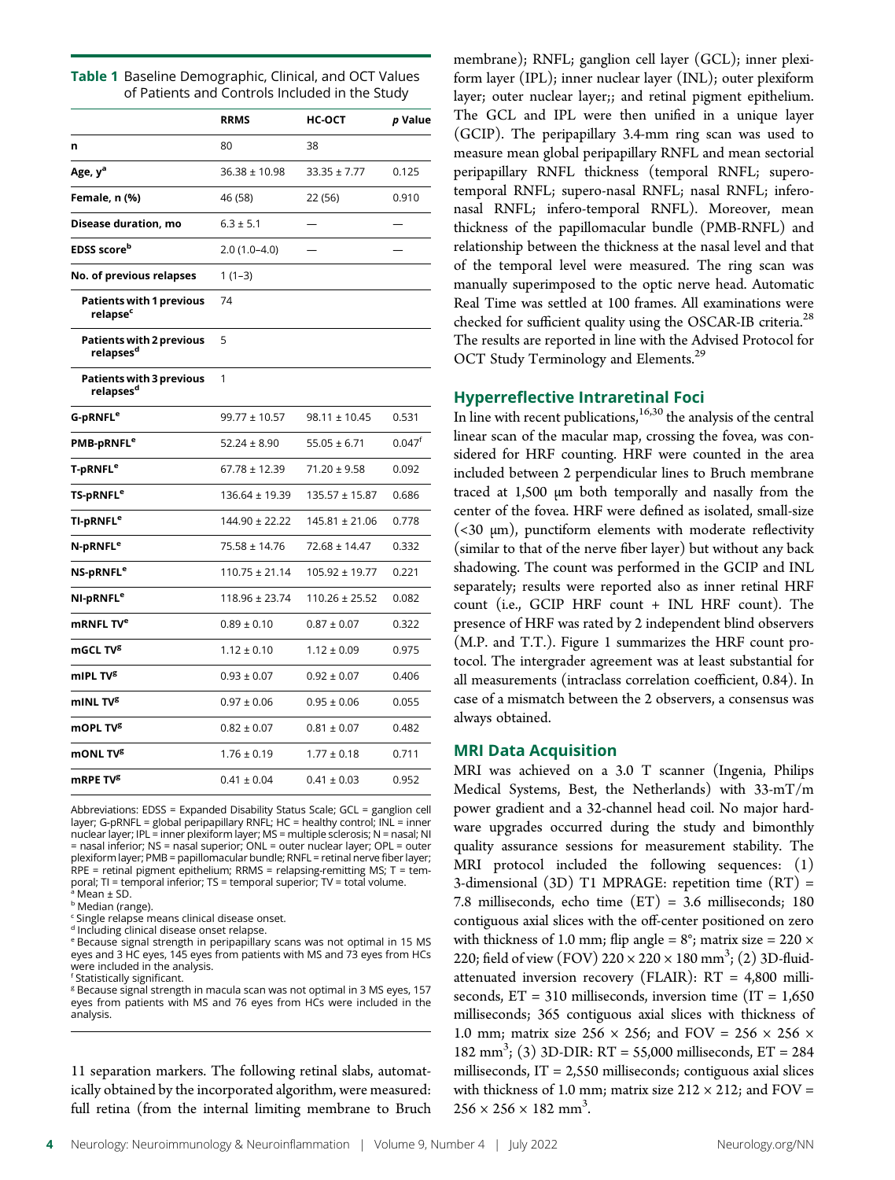**Table 1** Baseline Demographic, Clinical, and OCT Values of Patients and Controls Included in the Study

| | RRMS | HC-OCT | p Value |
|---|---|---|---|
| n | 80 | 38 | |
| Age, y[a] | 36.38 ± 10.98 | 33.35 ± 7.77 | 0.125 |
| Female, n (%) | 46 (58) | 22 (56) | 0.910 |
| Disease duration, mo | 6.3 ± 5.1 | — | — |
| EDSS score[b] | 2.0 (1.0–4.0) | — | — |
| No. of previous relapses | 1 (1–3) | | |
| Patients with 1 previous relapse[c] | 74 | | |
| Patients with 2 previous relapses[d] | 5 | | |
| Patients with 3 previous relapses[d] | 1 | | |
| G-pRNFL[e] | 99.77 ± 10.57 | 98.11 ± 10.45 | 0.531 |
| PMB-pRNFL[e] | 52.24 ± 8.90 | 55.05 ± 6.71 | 0.047[f] |
| T-pRNFL[e] | 67.78 ± 12.39 | 71.20 ± 9.58 | 0.092 |
| TS-pRNFL[e] | 136.64 ± 19.39 | 135.57 ± 15.87 | 0.686 |
| TI-pRNFL[e] | 144.90 ± 22.22 | 145.81 ± 21.06 | 0.778 |
| N-pRNFL[e] | 75.58 ± 14.76 | 72.68 ± 14.47 | 0.332 |
| NS-pRNFL[e] | 110.75 ± 21.14 | 105.92 ± 19.77 | 0.221 |
| NI-pRNFL[e] | 118.96 ± 23.74 | 110.26 ± 25.52 | 0.082 |
| mRNFL TV[e] | 0.89 ± 0.10 | 0.87 ± 0.07 | 0.322 |
| mGCL TV[g] | 1.12 ± 0.10 | 1.12 ± 0.09 | 0.975 |
| mIPL TV[g] | 0.93 ± 0.07 | 0.92 ± 0.07 | 0.406 |
| mINL TV[g] | 0.97 ± 0.06 | 0.95 ± 0.06 | 0.055 |
| mOPL TV[g] | 0.82 ± 0.07 | 0.81 ± 0.07 | 0.482 |
| mONL TV[g] | 1.76 ± 0.19 | 1.77 ± 0.18 | 0.711 |
| mRPE TV[g] | 0.41 ± 0.04 | 0.41 ± 0.03 | 0.952 |

Abbreviations: EDSS = Expanded Disability Status Scale; GCL = ganglion cell layer; G-pRNFL = global peripapillary RNFL; HC = healthy control; INL = inner nuclear layer; IPL = inner plexiform layer; MS = multiple sclerosis; N = nasal; NI = nasal inferior; NS = nasal superior; ONL = outer nuclear layer; OPL = outer plexiform layer; PMB = papillomacular bundle; RNFL = retinal nerve fiber layer; RPE = retinal pigment epithelium; RRMS = relapsing-remitting MS; T = temporal; TI = temporal inferior; TS = temporal superior; TV = total volume.
[a] Mean ± SD.
[b] Median (range).
[c] Single relapse means clinical disease onset.
[d] Including clinical disease onset relapse.
[e] Because signal strength in peripapillary scans was not optimal in 15 MS eyes and 3 HC eyes, 145 eyes from patients with MS and 73 eyes from HCs were included in the analysis.
[f] Statistically significant.
[g] Because signal strength in macula scan was not optimal in 3 MS eyes, 157 eyes from patients with MS and 76 eyes from HCs were included in the analysis.

11 separation markers. The following retinal slabs, automatically obtained by the incorporated algorithm, were measured: full retina (from the internal limiting membrane to Bruch membrane); RNFL; ganglion cell layer (GCL); inner plexiform layer (IPL); inner nuclear layer (INL); outer plexiform layer; outer nuclear layer;; and retinal pigment epithelium. The GCL and IPL were then unified in a unique layer (GCIP). The peripapillary 3.4-mm ring scan was used to measure mean global peripapillary RNFL and mean sectorial peripapillary RNFL thickness (temporal RNFL; supero-temporal RNFL; supero-nasal RNFL; nasal RNFL; infero-nasal RNFL; infero-temporal RNFL). Moreover, mean thickness of the papillomacular bundle (PMB-RNFL) and relationship between the thickness at the nasal level and that of the temporal level were measured. The ring scan was manually superimposed to the optic nerve head. Automatic Real Time was settled at 100 frames. All examinations were checked for sufficient quality using the OSCAR-IB criteria.[28] The results are reported in line with the Advised Protocol for OCT Study Terminology and Elements.[29]

## Hyperreflective Intraretinal Foci

In line with recent publications,[16,30] the analysis of the central linear scan of the macular map, crossing the fovea, was considered for HRF counting. HRF were counted in the area included between 2 perpendicular lines to Bruch membrane traced at 1,500 μm both temporally and nasally from the center of the fovea. HRF were defined as isolated, small-size (<30 μm), punctiform elements with moderate reflectivity (similar to that of the nerve fiber layer) but without any back shadowing. The count was performed in the GCIP and INL separately; results were reported also as inner retinal HRF count (i.e., GCIP HRF count + INL HRF count). The presence of HRF was rated by 2 independent blind observers (M.P. and T.T.). Figure 1 summarizes the HRF count protocol. The intergrader agreement was at least substantial for all measurements (intraclass correlation coefficient, 0.84). In case of a mismatch between the 2 observers, a consensus was always obtained.

## MRI Data Acquisition

MRI was achieved on a 3.0 T scanner (Ingenia, Philips Medical Systems, Best, the Netherlands) with 33-mT/m power gradient and a 32-channel head coil. No major hardware upgrades occurred during the study and bimonthly quality assurance sessions for measurement stability. The MRI protocol included the following sequences: (1) 3-dimensional (3D) T1 MPRAGE: repetition time (RT) = 7.8 milliseconds, echo time (ET) = 3.6 milliseconds; 180 contiguous axial slices with the off-center positioned on zero with thickness of 1.0 mm; flip angle = 8°; matrix size = 220 × 220; field of view (FOV) 220 × 220 × 180 $mm^3$; (2) 3D-fluid-attenuated inversion recovery (FLAIR): RT = 4,800 milliseconds, ET = 310 milliseconds, inversion time (IT = 1,650 milliseconds; 365 contiguous axial slices with thickness of 1.0 mm; matrix size 256 × 256; and FOV = 256 × 256 × 182 $mm^3$; (3) 3D-DIR: RT = 55,000 milliseconds, ET = 284 milliseconds, IT = 2,550 milliseconds; contiguous axial slices with thickness of 1.0 mm; matrix size 212 × 212; and FOV = 256 × 256 × 182 $mm^3$.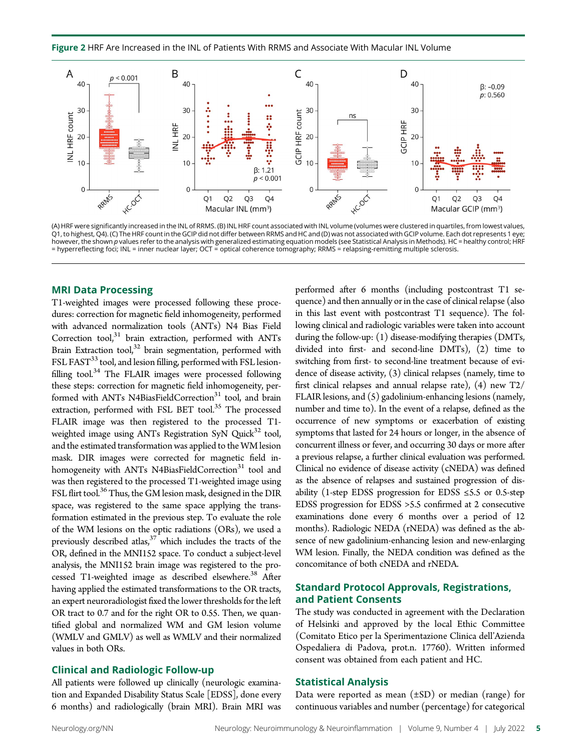**Figure 2** HRF Are Increased in the INL of Patients With RRMS and Associate With Macular INL Volume

(A) HRF were significantly increased in the INL of RRMS. (B) INL HRF count associated with INL volume (volumes were clustered in quartiles, from lowest values, Q1, to highest, Q4). (C) The HRF count in the GCIP did not differ between RRMS and HC and (D) was not associated with GCIP volume. Each dot represents 1 eye; however, the shown *p* values refer to the analysis with generalized estimating equation models (see Statistical Analysis in Methods). HC = healthy control; HRF = hyperreflecting foci; INL = inner nuclear layer; OCT = optical coherence tomography; RRMS = relapsing-remitting multiple sclerosis.

## MRI Data Processing

T1-weighted images were processed following these procedures: correction for magnetic field inhomogeneity, performed with advanced normalization tools (ANTs) N4 Bias Field Correction tool,[31] brain extraction, performed with ANTs Brain Extraction tool,[32] brain segmentation, performed with FSL FAST[33] tool, and lesion filling, performed with FSL lesion-filling tool.[34] The FLAIR images were processed following these steps: correction for magnetic field inhomogeneity, performed with ANTs N4BiasFieldCorrection[31] tool, and brain extraction, performed with FSL BET tool.[35] The processed FLAIR image was then registered to the processed T1-weighted image using ANTs Registration SyN Quick[32] tool, and the estimated transformation was applied to the WM lesion mask. DIR images were corrected for magnetic field inhomogeneity with ANTs N4BiasFieldCorrection[31] tool and was then registered to the processed T1-weighted image using FSL flirt tool.[36] Thus, the GM lesion mask, designed in the DIR space, was registered to the same space applying the transformation estimated in the previous step. To evaluate the role of the WM lesions on the optic radiations (ORs), we used a previously described atlas,[37] which includes the tracts of the OR, defined in the MNI152 space. To conduct a subject-level analysis, the MNI152 brain image was registered to the processed T1-weighted image as described elsewhere.[38] After having applied the estimated transformations to the OR tracts, an expert neuroradiologist fixed the lower thresholds for the left OR tract to 0.7 and for the right OR to 0.55. Then, we quantified global and normalized WM and GM lesion volume (WMLV and GMLV) as well as WMLV and their normalized values in both ORs.

## Clinical and Radiologic Follow-up

All patients were followed up clinically (neurologic examination and Expanded Disability Status Scale [EDSS], done every 6 months) and radiologically (brain MRI). Brain MRI was performed after 6 months (including postcontrast T1 sequence) and then annually or in the case of clinical relapse (also in this last event with postcontrast T1 sequence). The following clinical and radiologic variables were taken into account during the follow-up: (1) disease-modifying therapies (DMTs, divided into first- and second-line DMTs), (2) time to switching from first- to second-line treatment because of evidence of disease activity, (3) clinical relapses (namely, time to first clinical relapses and annual relapse rate), (4) new T2/FLAIR lesions, and (5) gadolinium-enhancing lesions (namely, number and time to). In the event of a relapse, defined as the occurrence of new symptoms or exacerbation of existing symptoms that lasted for 24 hours or longer, in the absence of concurrent illness or fever, and occurring 30 days or more after a previous relapse, a further clinical evaluation was performed. Clinical no evidence of disease activity (cNEDA) was defined as the absence of relapses and sustained progression of disability (1-step EDSS progression for EDSS ≤5.5 or 0.5-step EDSS progression for EDSS >5.5 confirmed at 2 consecutive examinations done every 6 months over a period of 12 months). Radiologic NEDA (rNEDA) was defined as the absence of new gadolinium-enhancing lesion and new-enlarging WM lesion. Finally, the NEDA condition was defined as the concomitance of both cNEDA and rNEDA.

## Standard Protocol Approvals, Registrations, and Patient Consents

The study was conducted in agreement with the Declaration of Helsinki and approved by the local Ethic Committee (Comitato Etico per la Sperimentazione Clinica dell'Azienda Ospedaliera di Padova, prot.n. 17760). Written informed consent was obtained from each patient and HC.

## Statistical Analysis

Data were reported as mean (±SD) or median (range) for continuous variables and number (percentage) for categorical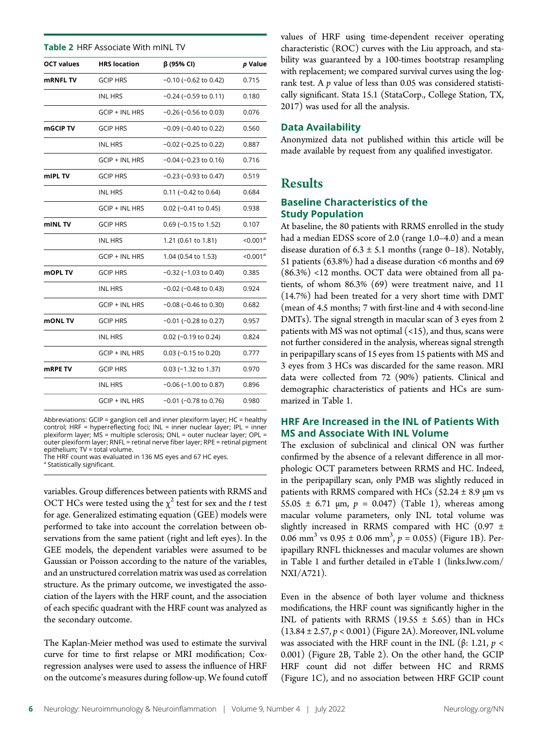**Table 2** HRF Associate With mINL TV

| OCT values | HRS location | β (95% CI) | *p* Value |
|---|---|---|---|
| **mRNFL TV** | GCIP HRS | −0.10 (−0.62 to 0.42) | 0.715 |
| | INL HRS | −0.24 (−0.59 to 0.11) | 0.180 |
| | GCIP + INL HRS | −0.26 (−0.56 to 0.03) | 0.076 |
| **mGCIP TV** | GCIP HRS | −0.09 (−0.40 to 0.22) | 0.560 |
| | INL HRS | −0.02 (−0.25 to 0.22) | 0.887 |
| | GCIP + INL HRS | −0.04 (−0.23 to 0.16) | 0.716 |
| **mIPL TV** | GCIP HRS | −0.23 (−0.93 to 0.47) | 0.519 |
| | INL HRS | 0.11 (−0.42 to 0.64) | 0.684 |
| | GCIP + INL HRS | 0.02 (−0.41 to 0.45) | 0.938 |
| **mINL TV** | GCIP HRS | 0.69 (−0.15 to 1.52) | 0.107 |
| | INL HRS | 1.21 (0.61 to 1.81) | <0.001[a] |
| | GCIP + INL HRS | 1.04 (0.54 to 1.53) | <0.001[a] |
| **mOPL TV** | GCIP HRS | −0.32 (−1.03 to 0.40) | 0.385 |
| | INL HRS | −0.02 (−0.48 to 0.43) | 0.924 |
| | GCIP + INL HRS | −0.08 (−0.46 to 0.30) | 0.682 |
| **mONL TV** | GCIP HRS | −0.01 (−0.28 to 0.27) | 0.957 |
| | INL HRS | 0.02 (−0.19 to 0.24) | 0.824 |
| | GCIP + INL HRS | 0.03 (−0.15 to 0.20) | 0.777 |
| **mRPE TV** | GCIP HRS | 0.03 (−1.32 to 1.37) | 0.970 |
| | INL HRS | −0.06 (−1.00 to 0.87) | 0.896 |
| | GCIP + INL HRS | −0.01 (−0.78 to 0.76) | 0.980 |

Abbreviations: GCIP = ganglion cell and inner plexiform layer; HC = healthy control; HRF = hyperreflecting foci; INL = inner nuclear layer; IPL = inner plexiform layer; MS = multiple sclerosis; ONL = outer nuclear layer; OPL = outer plexiform layer; RNFL = retinal nerve fiber layer; RPE = retinal pigment epithelium; TV = total volume.
The HRF count was evaluated in 136 MS eyes and 67 HC eyes.
[a] Statistically significant.

variables. Group differences between patients with RRMS and OCT HCs were tested using the $\chi^2$ test for sex and the *t* test for age. Generalized estimating equation (GEE) models were performed to take into account the correlation between observations from the same patient (right and left eyes). In the GEE models, the dependent variables were assumed to be Gaussian or Poisson according to the nature of the variables, and an unstructured correlation matrix was used as correlation structure. As the primary outcome, we investigated the association of the layers with the HRF count, and the association of each specific quadrant with the HRF count was analyzed as the secondary outcome.

The Kaplan-Meier method was used to estimate the survival curve for time to first relapse or MRI modification; Cox-regression analyses were used to assess the influence of HRF on the outcome's measures during follow-up. We found cutoff values of HRF using time-dependent receiver operating characteristic (ROC) curves with the Liu approach, and stability was guaranteed by a 100-times bootstrap resampling with replacement; we compared survival curves using the log-rank test. A *p* value of less than 0.05 was considered statistically significant. Stata 15.1 (StataCorp., College Station, TX, 2017) was used for all the analysis.

### Data Availability

Anonymized data not published within this article will be made available by request from any qualified investigator.

## Results

### Baseline Characteristics of the Study Population

At baseline, the 80 patients with RRMS enrolled in the study had a median EDSS score of 2.0 (range 1.0–4.0) and a mean disease duration of 6.3 ± 5.1 months (range 0–18). Notably, 51 patients (63.8%) had a disease duration <6 months and 69 (86.3%) <12 months. OCT data were obtained from all patients, of whom 86.3% (69) were treatment naive, and 11 (14.7%) had been treated for a very short time with DMT (mean of 4.5 months; 7 with first-line and 4 with second-line DMTs). The signal strength in macular scan of 3 eyes from 2 patients with MS was not optimal (<15), and thus, scans were not further considered in the analysis, whereas signal strength in peripapillary scans of 15 eyes from 15 patients with MS and 3 eyes from 3 HCs was discarded for the same reason. MRI data were collected from 72 (90%) patients. Clinical and demographic characteristics of patients and HCs are summarized in Table 1.

### HRF Are Increased in the INL of Patients With MS and Associate With INL Volume

The exclusion of subclinical and clinical ON was further confirmed by the absence of a relevant difference in all morphologic OCT parameters between RRMS and HC. Indeed, in the peripapillary scan, only PMB was slightly reduced in patients with RRMS compared with HCs (52.24 ± 8.9 μm vs 55.05 ± 6.71 μm, $p = 0.047$) (Table 1), whereas among macular volume parameters, only INL total volume was slightly increased in RRMS compared with HC (0.97 ± 0.06 $mm^3$ vs 0.95 ± 0.06 $mm^3$, $p = 0.055$) (Figure 1B). Peripapillary RNFL thicknesses and macular volumes are shown in Table 1 and further detailed in eTable 1 (links.lww.com/NXI/A721).

Even in the absence of both layer volume and thickness modifications, the HRF count was significantly higher in the INL of patients with RRMS (19.55 ± 5.65) than in HCs (13.84 ± 2.57, $p < 0.001$) (Figure 2A). Moreover, INL volume was associated with the HRF count in the INL (β: 1.21, $p < 0.001$) (Figure 2B, Table 2). On the other hand, the GCIP HRF count did not differ between HC and RRMS (Figure 1C), and no association between HRF GCIP count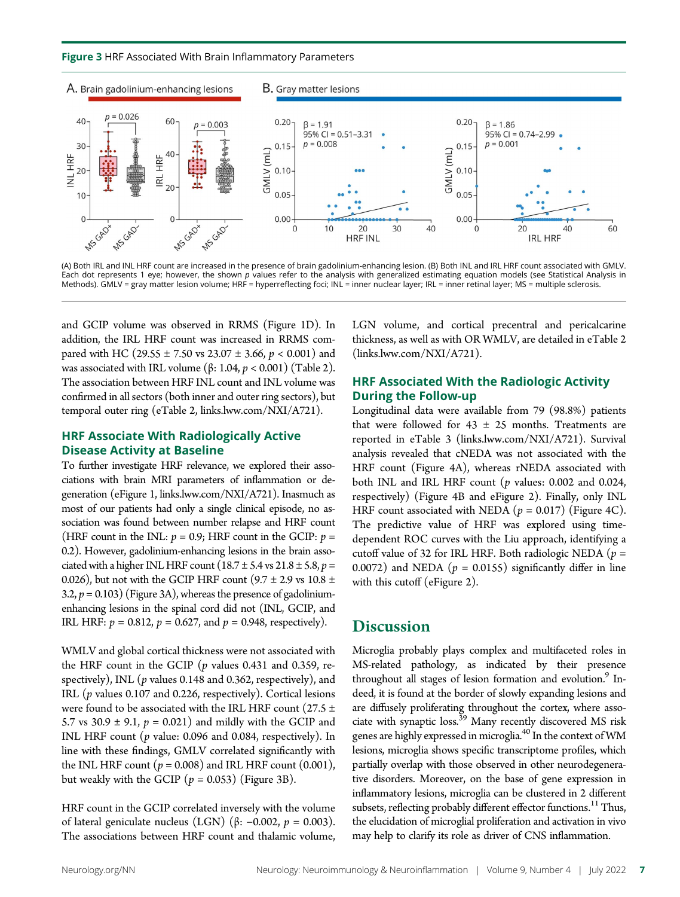**Figure 3** HRF Associated With Brain Inflammatory Parameters

(A) Both IRL and INL HRF count are increased in the presence of brain gadolinium-enhancing lesion. (B) Both INL and IRL HRF count associated with GMLV. Each dot represents 1 eye; however, the shown $p$ values refer to the analysis with generalized estimating equation models (see Statistical Analysis in Methods). GMLV = gray matter lesion volume; HRF = hyperreflecting foci; INL = inner nuclear layer; IRL = inner retinal layer; MS = multiple sclerosis.

and GCIP volume was observed in RRMS (Figure 1D). In addition, the IRL HRF count was increased in RRMS compared with HC (29.55 ± 7.50 vs 23.07 ± 3.66, $p < 0.001$) and was associated with IRL volume (β: 1.04, $p < 0.001$) (Table 2). The association between HRF INL count and INL volume was confirmed in all sectors (both inner and outer ring sectors), but temporal outer ring (eTable 2, links.lww.com/NXI/A721).

## HRF Associate With Radiologically Active Disease Activity at Baseline

To further investigate HRF relevance, we explored their associations with brain MRI parameters of inflammation or degeneration (eFigure 1, links.lww.com/NXI/A721). Inasmuch as most of our patients had only a single clinical episode, no association was found between number relapse and HRF count (HRF count in the INL: $p = 0.9$; HRF count in the GCIP: $p = 0.2$). However, gadolinium-enhancing lesions in the brain associated with a higher INL HRF count (18.7 ± 5.4 vs 21.8 ± 5.8, $p = 0.026$), but not with the GCIP HRF count (9.7 ± 2.9 vs 10.8 ± 3.2, $p = 0.103$) (Figure 3A), whereas the presence of gadolinium-enhancing lesions in the spinal cord did not (INL, GCIP, and IRL HRF: $p = 0.812$, $p = 0.627$, and $p = 0.948$, respectively).

WMLV and global cortical thickness were not associated with the HRF count in the GCIP ($p$ values 0.431 and 0.359, respectively), INL ($p$ values 0.148 and 0.362, respectively), and IRL ($p$ values 0.107 and 0.226, respectively). Cortical lesions were found to be associated with the IRL HRF count (27.5 ± 5.7 vs 30.9 ± 9.1, $p = 0.021$) and mildly with the GCIP and INL HRF count ($p$ value: 0.096 and 0.084, respectively). In line with these findings, GMLV correlated significantly with the INL HRF count ($p = 0.008$) and IRL HRF count (0.001), but weakly with the GCIP ($p = 0.053$) (Figure 3B).

HRF count in the GCIP correlated inversely with the volume of lateral geniculate nucleus (LGN) (β: −0.002, $p = 0.003$). The associations between HRF count and thalamic volume, LGN volume, and cortical precentral and pericalcarine thickness, as well as with OR WMLV, are detailed in eTable 2 (links.lww.com/NXI/A721).

## HRF Associated With the Radiologic Activity During the Follow-up

Longitudinal data were available from 79 (98.8%) patients that were followed for 43 ± 25 months. Treatments are reported in eTable 3 (links.lww.com/NXI/A721). Survival analysis revealed that cNEDA was not associated with the HRF count (Figure 4A), whereas rNEDA associated with both INL and IRL HRF count ($p$ values: 0.002 and 0.024, respectively) (Figure 4B and eFigure 2). Finally, only INL HRF count associated with NEDA ($p = 0.017$) (Figure 4C). The predictive value of HRF was explored using time-dependent ROC curves with the Liu approach, identifying a cutoff value of 32 for IRL HRF. Both radiologic NEDA ($p = 0.0072$) and NEDA ($p = 0.0155$) significantly differ in line with this cutoff (eFigure 2).

# Discussion

Microglia probably plays complex and multifaceted roles in MS-related pathology, as indicated by their presence throughout all stages of lesion formation and evolution.[9] Indeed, it is found at the border of slowly expanding lesions and are diffusely proliferating throughout the cortex, where associate with synaptic loss.[39] Many recently discovered MS risk genes are highly expressed in microglia.[40] In the context of WM lesions, microglia shows specific transcriptome profiles, which partially overlap with those observed in other neurodegenerative disorders. Moreover, on the base of gene expression in inflammatory lesions, microglia can be clustered in 2 different subsets, reflecting probably different effector functions.[11] Thus, the elucidation of microglial proliferation and activation in vivo may help to clarify its role as driver of CNS inflammation.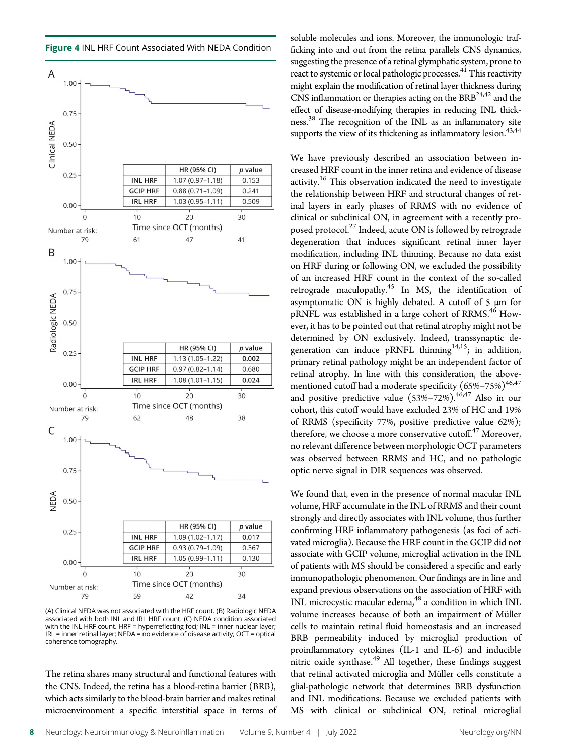**Figure 4** INL HRF Count Associated With NEDA Condition

A

| | HR (95% CI) | *p* value |
|---|---|---|
| INL HRF | 1.07 (0.97–1.18) | 0.153 |
| GCIP HRF | 0.88 (0.71–1.09) | 0.241 |
| IRL HRF | 1.03 (0.95–1.11) | 0.509 |

Number at risk: 79, 61, 47, 41

B

| | HR (95% CI) | *p* value |
|---|---|---|
| INL HRF | 1.13 (1.05–1.22) | **0.002** |
| GCIP HRF | 0.97 (0.82–1.14) | 0.680 |
| IRL HRF | 1.08 (1.01–1.15) | **0.024** |

Number at risk: 79, 62, 48, 38

C

| | HR (95% CI) | *p* value |
|---|---|---|
| INL HRF | 1.09 (1.02–1.17) | **0.017** |
| GCIP HRF | 0.93 (0.79–1.09) | 0.367 |
| IRL HRF | 1.05 (0.99–1.11) | 0.130 |

Number at risk: 79, 59, 42, 34

(A) Clinical NEDA was not associated with the HRF count. (B) Radiologic NEDA associated with both INL and IRL HRF count. (C) NEDA condition associated with the INL HRF count. HRF = hyperreflecting foci; INL = inner nuclear layer; IRL = inner retinal layer; NEDA = no evidence of disease activity; OCT = optical coherence tomography.

The retina shares many structural and functional features with the CNS. Indeed, the retina has a blood-retina barrier (BRB), which acts similarly to the blood-brain barrier and makes retinal microenvironment a specific interstitial space in terms of soluble molecules and ions. Moreover, the immunologic trafficking into and out from the retina parallels CNS dynamics, suggesting the presence of a retinal glymphatic system, prone to react to systemic or local pathologic processes.[41] This reactivity might explain the modification of retinal layer thickness during CNS inflammation or therapies acting on the BRB[24,42] and the effect of disease-modifying therapies in reducing INL thickness.[38] The recognition of the INL as an inflammatory site supports the view of its thickening as inflammatory lesion.[43,44]

We have previously described an association between increased HRF count in the inner retina and evidence of disease activity.[16] This observation indicated the need to investigate the relationship between HRF and structural changes of retinal layers in early phases of RRMS with no evidence of clinical or subclinical ON, in agreement with a recently proposed protocol.[27] Indeed, acute ON is followed by retrograde degeneration that induces significant retinal inner layer modification, including INL thinning. Because no data exist on HRF during or following ON, we excluded the possibility of an increased HRF count in the context of the so-called retrograde maculopathy.[45] In MS, the identification of asymptomatic ON is highly debated. A cutoff of 5 µm for pRNFL was established in a large cohort of RRMS.[46] However, it has to be pointed out that retinal atrophy might not be determined by ON exclusively. Indeed, transsynaptic degeneration can induce pRNFL thinning[14,15]; in addition, primary retinal pathology might be an independent factor of retinal atrophy. In line with this consideration, the above-mentioned cutoff had a moderate specificity (65%–75%)[46,47] and positive predictive value (53%–72%).[46,47] Also in our cohort, this cutoff would have excluded 23% of HC and 19% of RRMS (specificity 77%, positive predictive value 62%); therefore, we choose a more conservative cutoff.[47] Moreover, no relevant difference between morphologic OCT parameters was observed between RRMS and HC, and no pathologic optic nerve signal in DIR sequences was observed.

We found that, even in the presence of normal macular INL volume, HRF accumulate in the INL of RRMS and their count strongly and directly associates with INL volume, thus further confirming HRF inflammatory pathogenesis (as foci of activated microglia). Because the HRF count in the GCIP did not associate with GCIP volume, microglial activation in the INL of patients with MS should be considered a specific and early immunopathologic phenomenon. Our findings are in line and expand previous observations on the association of HRF with INL microcystic macular edema,[48] a condition in which INL volume increases because of both an impairment of Müller cells to maintain retinal fluid homeostasis and an increased BRB permeability induced by microglial production of proinflammatory cytokines (IL-1 and IL-6) and inducible nitric oxide synthase.[49] All together, these findings suggest that retinal activated microglia and Müller cells constitute a glial-pathologic network that determines BRB dysfunction and INL modifications. Because we excluded patients with MS with clinical or subclinical ON, retinal microglial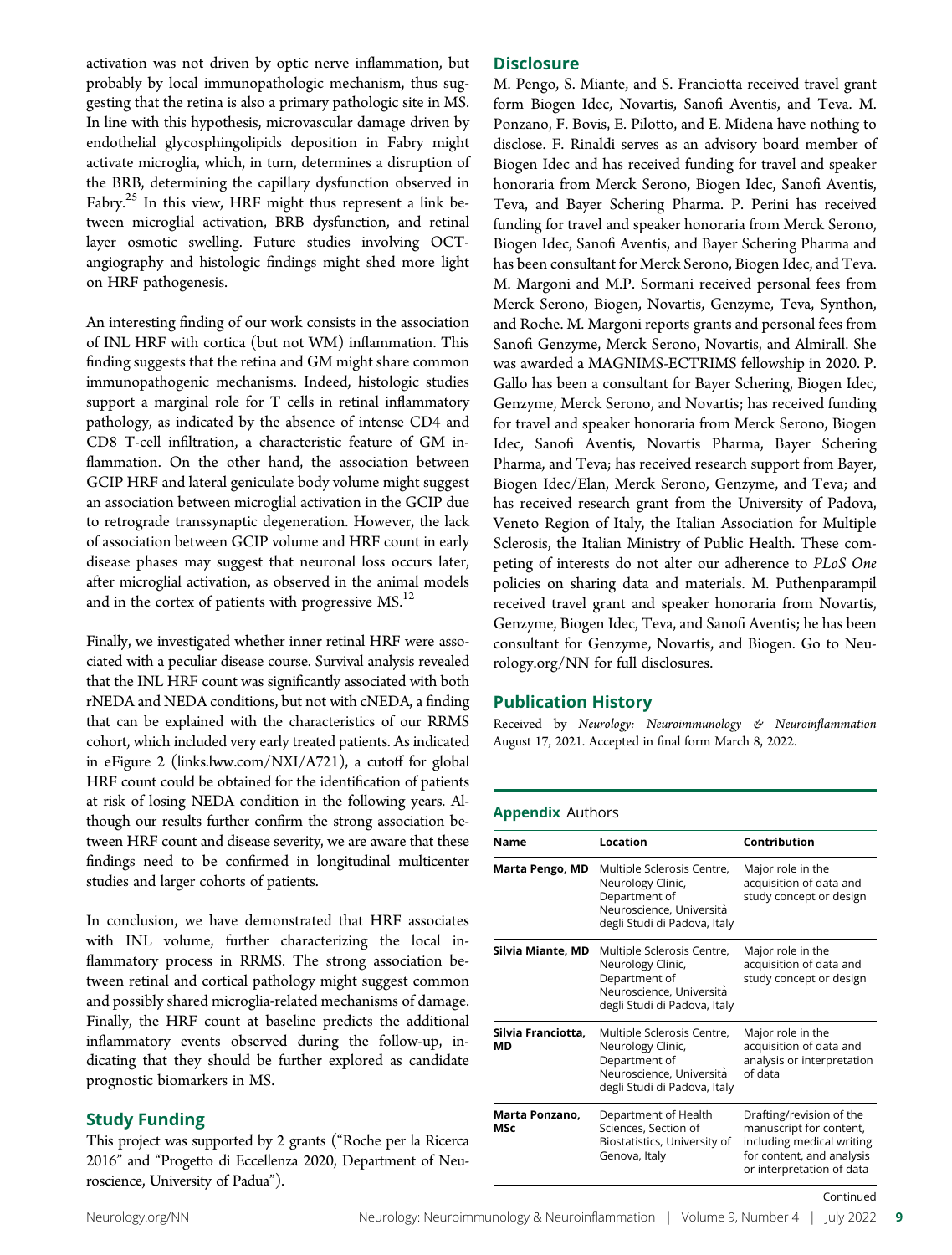activation was not driven by optic nerve inflammation, but probably by local immunopathologic mechanism, thus suggesting that the retina is also a primary pathologic site in MS. In line with this hypothesis, microvascular damage driven by endothelial glycosphingolipids deposition in Fabry might activate microglia, which, in turn, determines a disruption of the BRB, determining the capillary dysfunction observed in Fabry.[25] In this view, HRF might thus represent a link between microglial activation, BRB dysfunction, and retinal layer osmotic swelling. Future studies involving OCT-angiography and histologic findings might shed more light on HRF pathogenesis.

An interesting finding of our work consists in the association of INL HRF with cortica (but not WM) inflammation. This finding suggests that the retina and GM might share common immunopathogenic mechanisms. Indeed, histologic studies support a marginal role for T cells in retinal inflammatory pathology, as indicated by the absence of intense CD4 and CD8 T-cell infiltration, a characteristic feature of GM inflammation. On the other hand, the association between GCIP HRF and lateral geniculate body volume might suggest an association between microglial activation in the GCIP due to retrograde transsynaptic degeneration. However, the lack of association between GCIP volume and HRF count in early disease phases may suggest that neuronal loss occurs later, after microglial activation, as observed in the animal models and in the cortex of patients with progressive MS.[12]

Finally, we investigated whether inner retinal HRF were associated with a peculiar disease course. Survival analysis revealed that the INL HRF count was significantly associated with both rNEDA and NEDA conditions, but not with cNEDA, a finding that can be explained with the characteristics of our RRMS cohort, which included very early treated patients. As indicated in eFigure 2 (links.lww.com/NXI/A721), a cutoff for global HRF count could be obtained for the identification of patients at risk of losing NEDA condition in the following years. Although our results further confirm the strong association between HRF count and disease severity, we are aware that these findings need to be confirmed in longitudinal multicenter studies and larger cohorts of patients.

In conclusion, we have demonstrated that HRF associates with INL volume, further characterizing the local inflammatory process in RRMS. The strong association between retinal and cortical pathology might suggest common and possibly shared microglia-related mechanisms of damage. Finally, the HRF count at baseline predicts the additional inflammatory events observed during the follow-up, indicating that they should be further explored as candidate prognostic biomarkers in MS.

## Study Funding

This project was supported by 2 grants ("Roche per la Ricerca 2016" and "Progetto di Eccellenza 2020, Department of Neuroscience, University of Padua").

## Disclosure

M. Pengo, S. Miante, and S. Franciotta received travel grant form Biogen Idec, Novartis, Sanofi Aventis, and Teva. M. Ponzano, F. Bovis, E. Pilotto, and E. Midena have nothing to disclose. F. Rinaldi serves as an advisory board member of Biogen Idec and has received funding for travel and speaker honoraria from Merck Serono, Biogen Idec, Sanofi Aventis, Teva, and Bayer Schering Pharma. P. Perini has received funding for travel and speaker honoraria from Merck Serono, Biogen Idec, Sanofi Aventis, and Bayer Schering Pharma and has been consultant for Merck Serono, Biogen Idec, and Teva. M. Margoni and M.P. Sormani received personal fees from Merck Serono, Biogen, Novartis, Genzyme, Teva, Synthon, and Roche. M. Margoni reports grants and personal fees from Sanofi Genzyme, Merck Serono, Novartis, and Almirall. She was awarded a MAGNIMS-ECTRIMS fellowship in 2020. P. Gallo has been a consultant for Bayer Schering, Biogen Idec, Genzyme, Merck Serono, and Novartis; has received funding for travel and speaker honoraria from Merck Serono, Biogen Idec, Sanofi Aventis, Novartis Pharma, Bayer Schering Pharma, and Teva; has received research support from Bayer, Biogen Idec/Elan, Merck Serono, Genzyme, and Teva; and has received research grant from the University of Padova, Veneto Region of Italy, the Italian Association for Multiple Sclerosis, the Italian Ministry of Public Health. These competing of interests do not alter our adherence to *PLoS One* policies on sharing data and materials. M. Puthenparampil received travel grant and speaker honoraria from Novartis, Genzyme, Biogen Idec, Teva, and Sanofi Aventis; he has been consultant for Genzyme, Novartis, and Biogen. Go to Neurology.org/NN for full disclosures.

## Publication History

Received by *Neurology: Neuroimmunology & Neuroinflammation* August 17, 2021. Accepted in final form March 8, 2022.

**Appendix** Authors

| Name | Location | Contribution |
|---|---|---|
| **Marta Pengo, MD** | Multiple Sclerosis Centre, Neurology Clinic, Department of Neuroscience, Università degli Studi di Padova, Italy | Major role in the acquisition of data and study concept or design |
| **Silvia Miante, MD** | Multiple Sclerosis Centre, Neurology Clinic, Department of Neuroscience, Università degli Studi di Padova, Italy | Major role in the acquisition of data and study concept or design |
| **Silvia Franciotta, MD** | Multiple Sclerosis Centre, Neurology Clinic, Department of Neuroscience, Università degli Studi di Padova, Italy | Major role in the acquisition of data and analysis or interpretation of data |
| **Marta Ponzano, MSc** | Department of Health Sciences, Section of Biostatistics, University of Genova, Italy | Drafting/revision of the manuscript for content, including medical writing for content, and analysis or interpretation of data |

Continued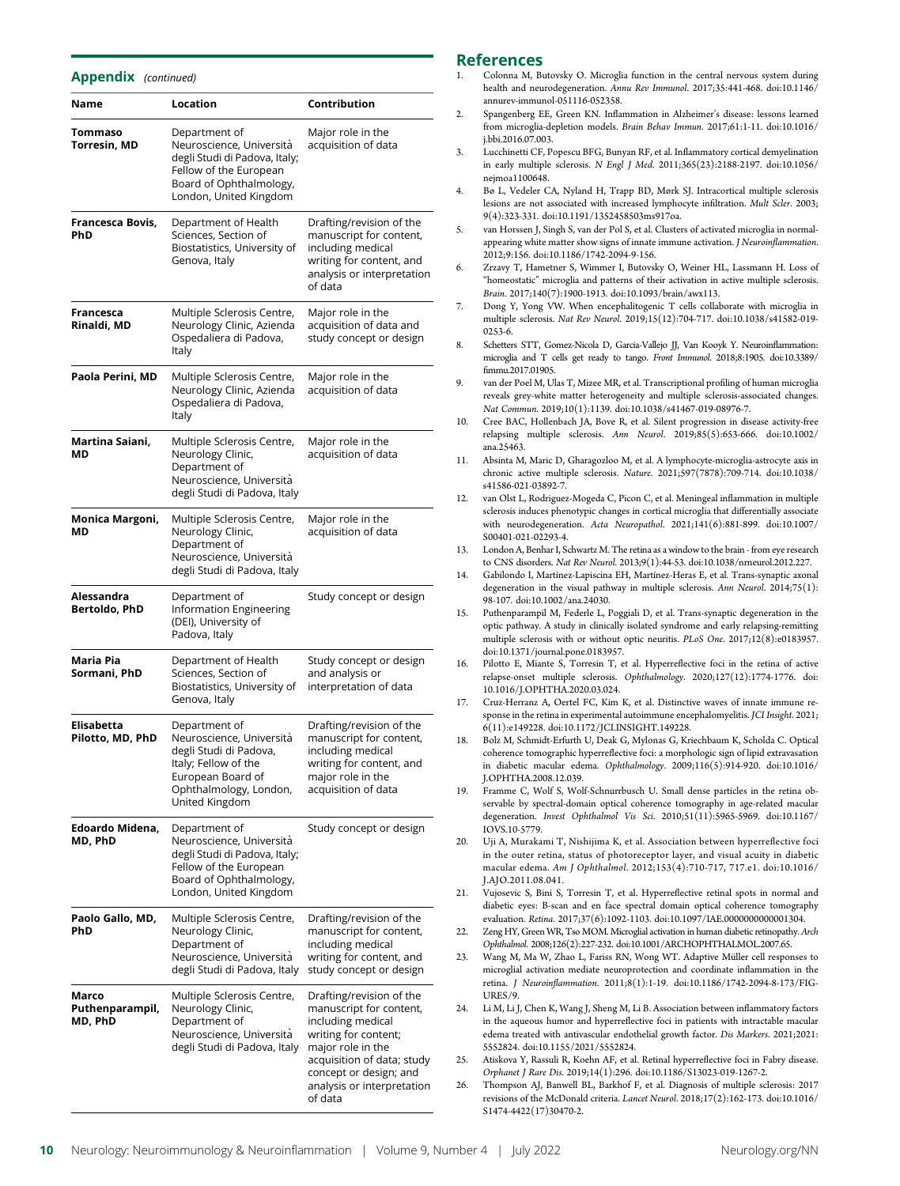## Appendix *(continued)*

| Name | Location | Contribution |
|---|---|---|
| **Tommaso Torresin, MD** | Department of Neuroscience, Università degli Studi di Padova, Italy; Fellow of the European Board of Ophthalmology, London, United Kingdom | Major role in the acquisition of data |
| **Francesca Bovis, PhD** | Department of Health Sciences, Section of Biostatistics, University of Genova, Italy | Drafting/revision of the manuscript for content, including medical writing for content, and analysis or interpretation of data |
| **Francesca Rinaldi, MD** | Multiple Sclerosis Centre, Neurology Clinic, Azienda Ospedaliera di Padova, Italy | Major role in the acquisition of data and study concept or design |
| **Paola Perini, MD** | Multiple Sclerosis Centre, Neurology Clinic, Azienda Ospedaliera di Padova, Italy | Major role in the acquisition of data |
| **Martina Saiani, MD** | Multiple Sclerosis Centre, Neurology Clinic, Department of Neuroscience, Università degli Studi di Padova, Italy | Major role in the acquisition of data |
| **Monica Margoni, MD** | Multiple Sclerosis Centre, Neurology Clinic, Department of Neuroscience, Università degli Studi di Padova, Italy | Major role in the acquisition of data |
| **Alessandra Bertoldo, PhD** | Department of Information Engineering (DEI), University of Padova, Italy | Study concept or design |
| **Maria Pia Sormani, PhD** | Department of Health Sciences, Section of Biostatistics, University of Genova, Italy | Study concept or design and analysis or interpretation of data |
| **Elisabetta Pilotto, MD, PhD** | Department of Neuroscience, Università degli Studi di Padova, Italy; Fellow of the European Board of Ophthalmology, London, United Kingdom | Drafting/revision of the manuscript for content, including medical writing for content, and major role in the acquisition of data |
| **Edoardo Midena, MD, PhD** | Department of Neuroscience, Università degli Studi di Padova, Italy; Fellow of the European Board of Ophthalmology, London, United Kingdom | Study concept or design |
| **Paolo Gallo, MD, PhD** | Multiple Sclerosis Centre, Neurology Clinic, Department of Neuroscience, Università degli Studi di Padova, Italy | Drafting/revision of the manuscript for content, including medical writing for content, and study concept or design |
| **Marco Puthenparampil, MD, PhD** | Multiple Sclerosis Centre, Neurology Clinic, Department of Neuroscience, Università degli Studi di Padova, Italy | Drafting/revision of the manuscript for content, including medical writing for content; major role in the acquisition of data; study concept or design; and analysis or interpretation of data |

## References

1. Colonna M, Butovsky O. Microglia function in the central nervous system during health and neurodegeneration. *Annu Rev Immunol.* 2017;35:441-468. doi:10.1146/annurev-immunol-051116-052358.
2. Spangenberg EE, Green KN. Inflammation in Alzheimer's disease: lessons learned from microglia-depletion models. *Brain Behav Immun.* 2017;61:1-11. doi:10.1016/j.bbi.2016.07.003.
3. Lucchinetti CF, Popescu BFG, Bunyan RF, et al. Inflammatory cortical demyelination in early multiple sclerosis. *N Engl J Med.* 2011;365(23):2188-2197. doi:10.1056/nejmoa1100648.
4. Bø L, Vedeler CA, Nyland H, Trapp BD, Mørk SJ. Intracortical multiple sclerosis lesions are not associated with increased lymphocyte infiltration. *Mult Scler.* 2003;9(4):323-331. doi:10.1191/1352458503ms917oa.
5. van Horssen J, Singh S, van der Pol S, et al. Clusters of activated microglia in normal-appearing white matter show signs of innate immune activation. *J Neuroinflammation.* 2012;9:156. doi:10.1186/1742-2094-9-156.
6. Zrzavy T, Hametner S, Wimmer I, Butovsky O, Weiner HL, Lassmann H. Loss of "homeostatic" microglia and patterns of their activation in active multiple sclerosis. *Brain.* 2017;140(7):1900-1913. doi:10.1093/brain/awx113.
7. Dong Y, Yong VW. When encephalitogenic T cells collaborate with microglia in multiple sclerosis. *Nat Rev Neurol.* 2019;15(12):704-717. doi:10.1038/s41582-019-0253-6.
8. Schetters STT, Gomez-Nicola D, Garcia-Vallejo JJ, Van Kooyk Y. Neuroinflammation: microglia and T cells get ready to tango. *Front Immunol.* 2018;8:1905. doi:10.3389/fimmu.2017.01905.
9. van der Poel M, Ulas T, Mizee MR, et al. Transcriptional profiling of human microglia reveals grey-white matter heterogeneity and multiple sclerosis-associated changes. *Nat Commun.* 2019;10(1):1139. doi:10.1038/s41467-019-08976-7.
10. Cree BAC, Hollenbach JA, Bove R, et al. Silent progression in disease activity-free relapsing multiple sclerosis. *Ann Neurol.* 2019;85(5):653-666. doi:10.1002/ana.25463.
11. Absinta M, Maric D, Gharagozloo M, et al. A lymphocyte-microglia-astrocyte axis in chronic active multiple sclerosis. *Nature.* 2021;597(7878):709-714. doi:10.1038/s41586-021-03892-7.
12. van Olst L, Rodriguez-Mogeda C, Picon C, et al. Meningeal inflammation in multiple sclerosis induces phenotypic changes in cortical microglia that differentially associate with neurodegeneration. *Acta Neuropathol.* 2021;141(6):881-899. doi:10.1007/S00401-021-02293-4.
13. London A, Benhar I, Schwartz M. The retina as a window to the brain - from eye research to CNS disorders. *Nat Rev Neurol.* 2013;9(1):44-53. doi:10.1038/nrneurol.2012.227.
14. Gabilondo I, Martínez-Lapiscina EH, Martínez-Heras E, et al. Trans-synaptic axonal degeneration in the visual pathway in multiple sclerosis. *Ann Neurol.* 2014;75(1):98-107. doi:10.1002/ana.24030.
15. Puthenparampil M, Federle L, Poggiali D, et al. Trans-synaptic degeneration in the optic pathway. A study in clinically isolated syndrome and early relapsing-remitting multiple sclerosis with or without optic neuritis. *PLoS One.* 2017;12(8):e0183957. doi:10.1371/journal.pone.0183957.
16. Pilotto E, Miante S, Torresin T, et al. Hyperreflective foci in the retina of active relapse-onset multiple sclerosis. *Ophthalmology.* 2020;127(12):1774-1776. doi:10.1016/J.OPHTHA.2020.03.024.
17. Cruz-Herranz A, Oertel FC, Kim K, et al. Distinctive waves of innate immune response in the retina in experimental autoimmune encephalomyelitis. *JCI Insight.* 2021;6(11):e149228. doi:10.1172/JCI.INSIGHT.149228.
18. Bolz M, Schmidt-Erfurth U, Deak G, Mylonas G, Kriechbaum K, Scholda C. Optical coherence tomographic hyperreflective foci: a morphologic sign of lipid extravasation in diabetic macular edema. *Ophthalmology.* 2009;116(5):914-920. doi:10.1016/J.OPHTHA.2008.12.039.
19. Framme C, Wolf S, Wolf-Schnurrbusch U. Small dense particles in the retina observable by spectral-domain optical coherence tomography in age-related macular degeneration. *Invest Ophthalmol Vis Sci.* 2010;51(11):5965-5969. doi:10.1167/IOVS.10-5779.
20. Uji A, Murakami T, Nishijima K, et al. Association between hyperreflective foci in the outer retina, status of photoreceptor layer, and visual acuity in diabetic macular edema. *Am J Ophthalmol.* 2012;153(4):710-717, 717.e1. doi:10.1016/J.AJO.2011.08.041.
21. Vujosevic S, Bini S, Torresin T, et al. Hyperreflective retinal spots in normal and diabetic eyes: B-scan and en face spectral domain optical coherence tomography evaluation. *Retina.* 2017;37(6):1092-1103. doi:10.1097/IAE.0000000000001304.
22. Zeng HY, Green WR, Tso MOM. Microglial activation in human diabetic retinopathy. *Arch Ophthalmol.* 2008;126(2):227-232. doi:10.1001/ARCHOPHTHALMOL.2007.65.
23. Wang M, Ma W, Zhao L, Fariss RN, Wong WT. Adaptive Müller cell responses to microglial activation mediate neuroprotection and coordinate inflammation in the retina. *J Neuroinflammation.* 2011;8(1):1-19. doi:10.1186/1742-2094-8-173/FIGURES/9.
24. Li M, Li J, Chen K, Wang J, Sheng M, Li B. Association between inflammatory factors in the aqueous humor and hyperreflective foci in patients with intractable macular edema treated with antivascular endothelial growth factor. *Dis Markers.* 2021;2021:5552824. doi:10.1155/2021/5552824.
25. Atiskova Y, Rassuli R, Koehn AF, et al. Retinal hyperreflective foci in Fabry disease. *Orphanet J Rare Dis.* 2019;14(1):296. doi:10.1186/S13023-019-1267-2.
26. Thompson AJ, Banwell BL, Barkhof F, et al. Diagnosis of multiple sclerosis: 2017 revisions of the McDonald criteria. *Lancet Neurol.* 2018;17(2):162-173. doi:10.1016/S1474-4422(17)30470-2.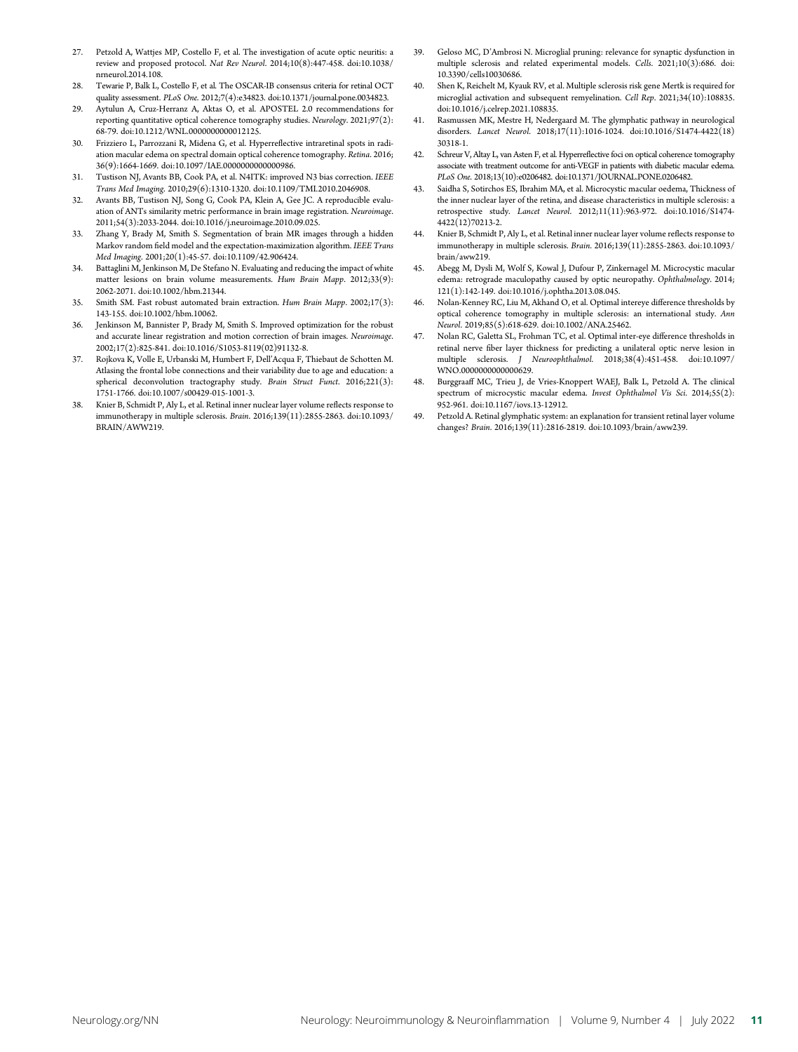27. Petzold A, Wattjes MP, Costello F, et al. The investigation of acute optic neuritis: a review and proposed protocol. *Nat Rev Neurol*. 2014;10(8):447-458. doi:10.1038/nrneurol.2014.108.
28. Tewarie P, Balk L, Costello F, et al. The OSCAR-IB consensus criteria for retinal OCT quality assessment. *PLoS One*. 2012;7(4):e34823. doi:10.1371/journal.pone.0034823.
29. Aytulun A, Cruz-Herranz A, Aktas O, et al. APOSTEL 2.0 recommendations for reporting quantitative optical coherence tomography studies. *Neurology*. 2021;97(2):68-79. doi:10.1212/WNL.0000000000012125.
30. Frizziero L, Parrozzani R, Midena G, et al. Hyperreflective intraretinal spots in radiation macular edema on spectral domain optical coherence tomography. *Retina*. 2016;36(9):1664-1669. doi:10.1097/IAE.0000000000000986.
31. Tustison NJ, Avants BB, Cook PA, et al. N4ITK: improved N3 bias correction. *IEEE Trans Med Imaging*. 2010;29(6):1310-1320. doi:10.1109/TMI.2010.2046908.
32. Avants BB, Tustison NJ, Song G, Cook PA, Klein A, Gee JC. A reproducible evaluation of ANTs similarity metric performance in brain image registration. *Neuroimage*. 2011;54(3):2033-2044. doi:10.1016/j.neuroimage.2010.09.025.
33. Zhang Y, Brady M, Smith S. Segmentation of brain MR images through a hidden Markov random field model and the expectation-maximization algorithm. *IEEE Trans Med Imaging*. 2001;20(1):45-57. doi:10.1109/42.906424.
34. Battaglini M, Jenkinson M, De Stefano N. Evaluating and reducing the impact of white matter lesions on brain volume measurements. *Hum Brain Mapp*. 2012;33(9):2062-2071. doi:10.1002/hbm.21344.
35. Smith SM. Fast robust automated brain extraction. *Hum Brain Mapp*. 2002;17(3):143-155. doi:10.1002/hbm.10062.
36. Jenkinson M, Bannister P, Brady M, Smith S. Improved optimization for the robust and accurate linear registration and motion correction of brain images. *Neuroimage*. 2002;17(2):825-841. doi:10.1016/S1053-8119(02)91132-8.
37. Rojkova K, Volle E, Urbanski M, Humbert F, Dell'Acqua F, Thiebaut de Schotten M. Atlasing the frontal lobe connections and their variability due to age and education: a spherical deconvolution tractography study. *Brain Struct Funct*. 2016;221(3):1751-1766. doi:10.1007/s00429-015-1001-3.
38. Knier B, Schmidt P, Aly L, et al. Retinal inner nuclear layer volume reflects response to immunotherapy in multiple sclerosis. *Brain*. 2016;139(11):2855-2863. doi:10.1093/BRAIN/AWW219.
39. Geloso MC, D'Ambrosi N. Microglial pruning: relevance for synaptic dysfunction in multiple sclerosis and related experimental models. *Cells*. 2021;10(3):686. doi:10.3390/cells10030686.
40. Shen K, Reichelt M, Kyauk RV, et al. Multiple sclerosis risk gene Mertk is required for microglial activation and subsequent remyelination. *Cell Rep*. 2021;34(10):108835. doi:10.1016/j.celrep.2021.108835.
41. Rasmussen MK, Mestre H, Nedergaard M. The glymphatic pathway in neurological disorders. *Lancet Neurol*. 2018;17(11):1016-1024. doi:10.1016/S1474-4422(18)30318-1.
42. Schreur V, Altay L, van Asten F, et al. Hyperreflective foci on optical coherence tomography associate with treatment outcome for anti-VEGF in patients with diabetic macular edema. *PLoS One*. 2018;13(10):e0206482. doi:10.1371/JOURNAL.PONE.0206482.
43. Saidha S, Sotirchos ES, Ibrahim MA, et al. Microcystic macular oedema, Thickness of the inner nuclear layer of the retina, and disease characteristics in multiple sclerosis: a retrospective study. *Lancet Neurol*. 2012;11(11):963-972. doi:10.1016/S1474-4422(12)70213-2.
44. Knier B, Schmidt P, Aly L, et al. Retinal inner nuclear layer volume reflects response to immunotherapy in multiple sclerosis. *Brain*. 2016;139(11):2855-2863. doi:10.1093/brain/aww219.
45. Abegg M, Dysli M, Wolf S, Kowal J, Dufour P, Zinkernagel M. Microcystic macular edema: retrograde maculopathy caused by optic neuropathy. *Ophthalmology*. 2014;121(1):142-149. doi:10.1016/j.ophtha.2013.08.045.
46. Nolan-Kenney RC, Liu M, Akhand O, et al. Optimal intereye difference thresholds by optical coherence tomography in multiple sclerosis: an international study. *Ann Neurol*. 2019;85(5):618-629. doi:10.1002/ANA.25462.
47. Nolan RC, Galetta SL, Frohman TC, et al. Optimal inter-eye difference thresholds in retinal nerve fiber layer thickness for predicting a unilateral optic nerve lesion in multiple sclerosis. *J Neuroophthalmol*. 2018;38(4):451-458. doi:10.1097/WNO.0000000000000629.
48. Burggraaff MC, Trieu J, de Vries-Knoppert WAEJ, Balk L, Petzold A. The clinical spectrum of microcystic macular edema. *Invest Ophthalmol Vis Sci*. 2014;55(2):952-961. doi:10.1167/iovs.13-12912.
49. Petzold A. Retinal glymphatic system: an explanation for transient retinal layer volume changes? *Brain*. 2016;139(11):2816-2819. doi:10.1093/brain/aww239.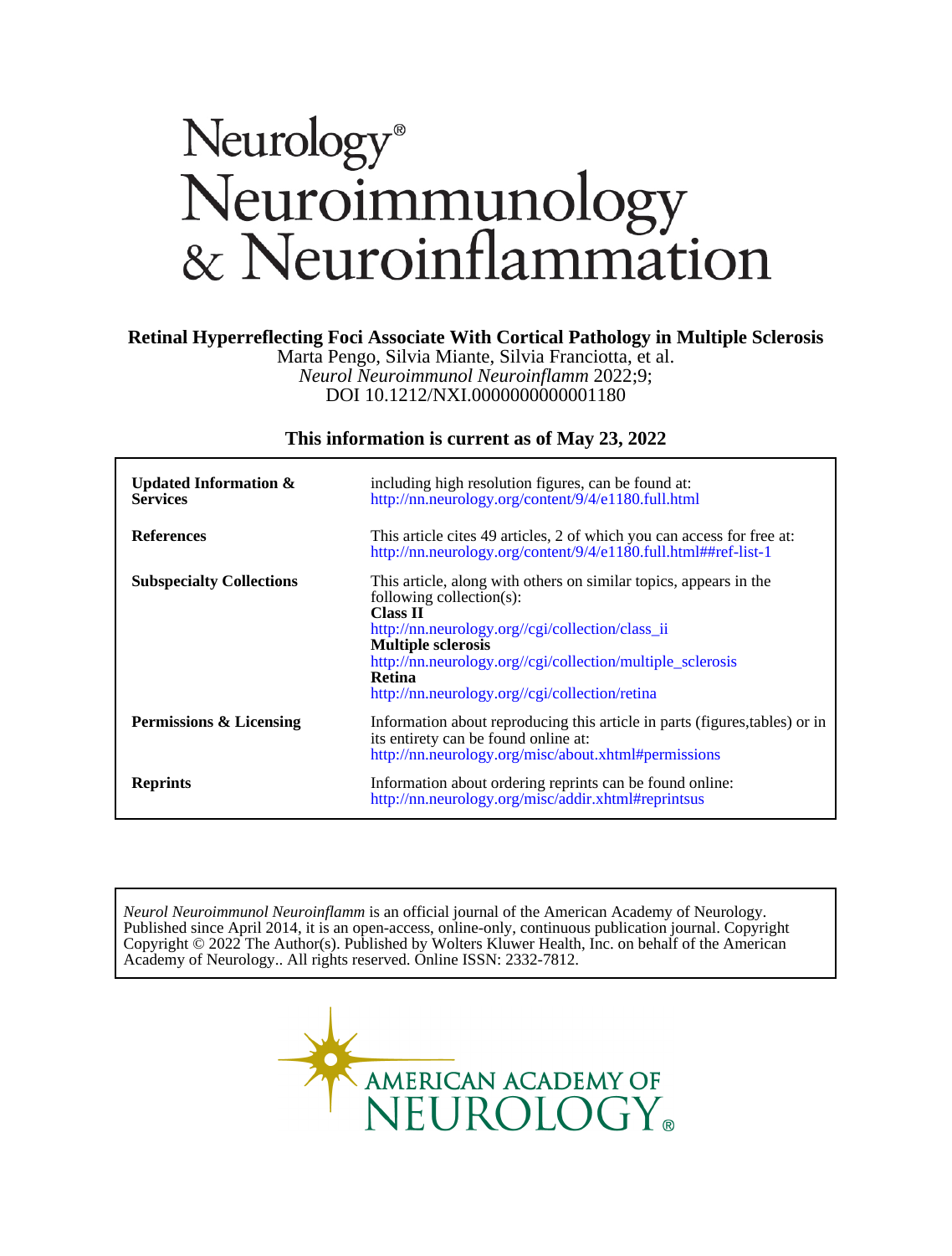# Neurology® Neuroimmunology & Neuroinflammation

**Retinal Hyperreflecting Foci Associate With Cortical Pathology in Multiple Sclerosis**
Marta Pengo, Silvia Miante, Silvia Franciotta, et al.
*Neurol Neuroimmunol Neuroinflamm* 2022;9;
DOI 10.1212/NXI.0000000000001180

**This information is current as of May 23, 2022**

| | |
|---|---|
| **Updated Information & Services** | including high resolution figures, can be found at: http://nn.neurology.org/content/9/4/e1180.full.html |
| **References** | This article cites 49 articles, 2 of which you can access for free at: http://nn.neurology.org/content/9/4/e1180.full.html##ref-list-1 |
| **Subspecialty Collections** | This article, along with others on similar topics, appears in the following collection(s): **Class II** http://nn.neurology.org//cgi/collection/class_ii **Multiple sclerosis** http://nn.neurology.org//cgi/collection/multiple_sclerosis **Retina** http://nn.neurology.org//cgi/collection/retina |
| **Permissions & Licensing** | Information about reproducing this article in parts (figures,tables) or in its entirety can be found online at: http://nn.neurology.org/misc/about.xhtml#permissions |
| **Reprints** | Information about ordering reprints can be found online: http://nn.neurology.org/misc/addir.xhtml#reprintsus |

*Neurol Neuroimmunol Neuroinflamm* is an official journal of the American Academy of Neurology. Published since April 2014, it is an open-access, online-only, continuous publication journal. Copyright Copyright © 2022 The Author(s). Published by Wolters Kluwer Health, Inc. on behalf of the American Academy of Neurology.. All rights reserved. Online ISSN: 2332-7812.

AMERICAN ACADEMY OF NEUROLOGY®